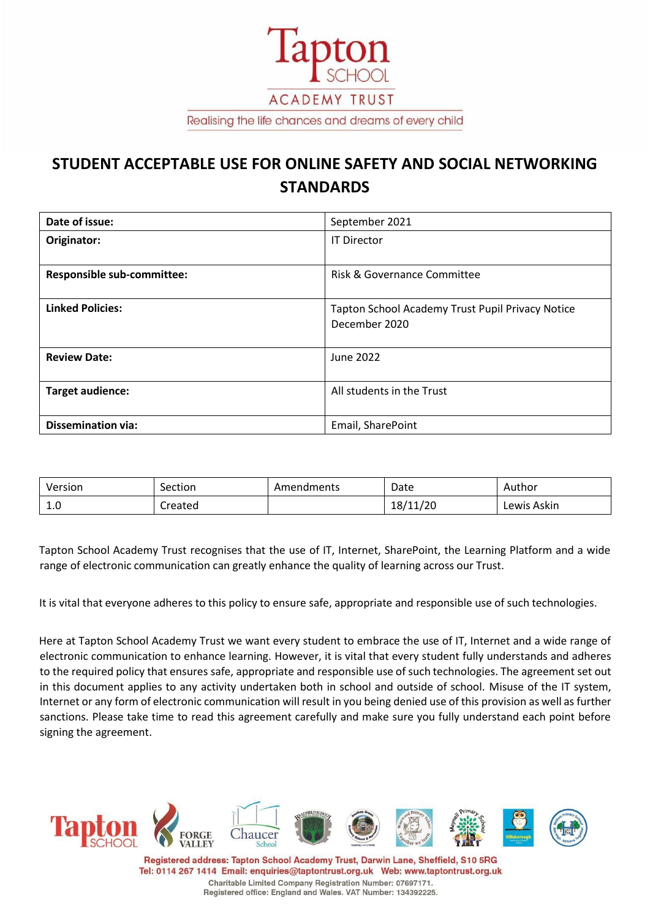Tapton SCHOOL

ACADEMY TRUST

Realising the life chances and dreams of every child

# STUDENT ACCEPTABLE USE FOR ONLINE SAFETY AND SOCIAL NETWORKING STANDARDS

| | |
|---|---|
| **Date of issue:** | September 2021 |
| **Originator:** | IT Director |
| **Responsible sub-committee:** | Risk & Governance Committee |
| **Linked Policies:** | Tapton School Academy Trust Pupil Privacy Notice December 2020 |
| **Review Date:** | June 2022 |
| **Target audience:** | All students in the Trust |
| **Dissemination via:** | Email, SharePoint |

| Version | Section | Amendments | Date | Author |
|---|---|---|---|---|
| 1.0 | Created | | 18/11/20 | Lewis Askin |

Tapton School Academy Trust recognises that the use of IT, Internet, SharePoint, the Learning Platform and a wide range of electronic communication can greatly enhance the quality of learning across our Trust.

It is vital that everyone adheres to this policy to ensure safe, appropriate and responsible use of such technologies.

Here at Tapton School Academy Trust we want every student to embrace the use of IT, Internet and a wide range of electronic communication to enhance learning. However, it is vital that every student fully understands and adheres to the required policy that ensures safe, appropriate and responsible use of such technologies. The agreement set out in this document applies to any activity undertaken both in school and outside of school. Misuse of the IT system, Internet or any form of electronic communication will result in you being denied use of this provision as well as further sanctions. Please take time to read this agreement carefully and make sure you fully understand each point before signing the agreement.

Registered address: Tapton School Academy Trust, Darwin Lane, Sheffield, S10 5RG
Tel: 0114 267 1414 Email: enquiries@taptontrust.org.uk Web: www.taptontrust.org.uk
Charitable Limited Company Registration Number: 07697171.
Registered office: England and Wales. VAT Number: 134392225.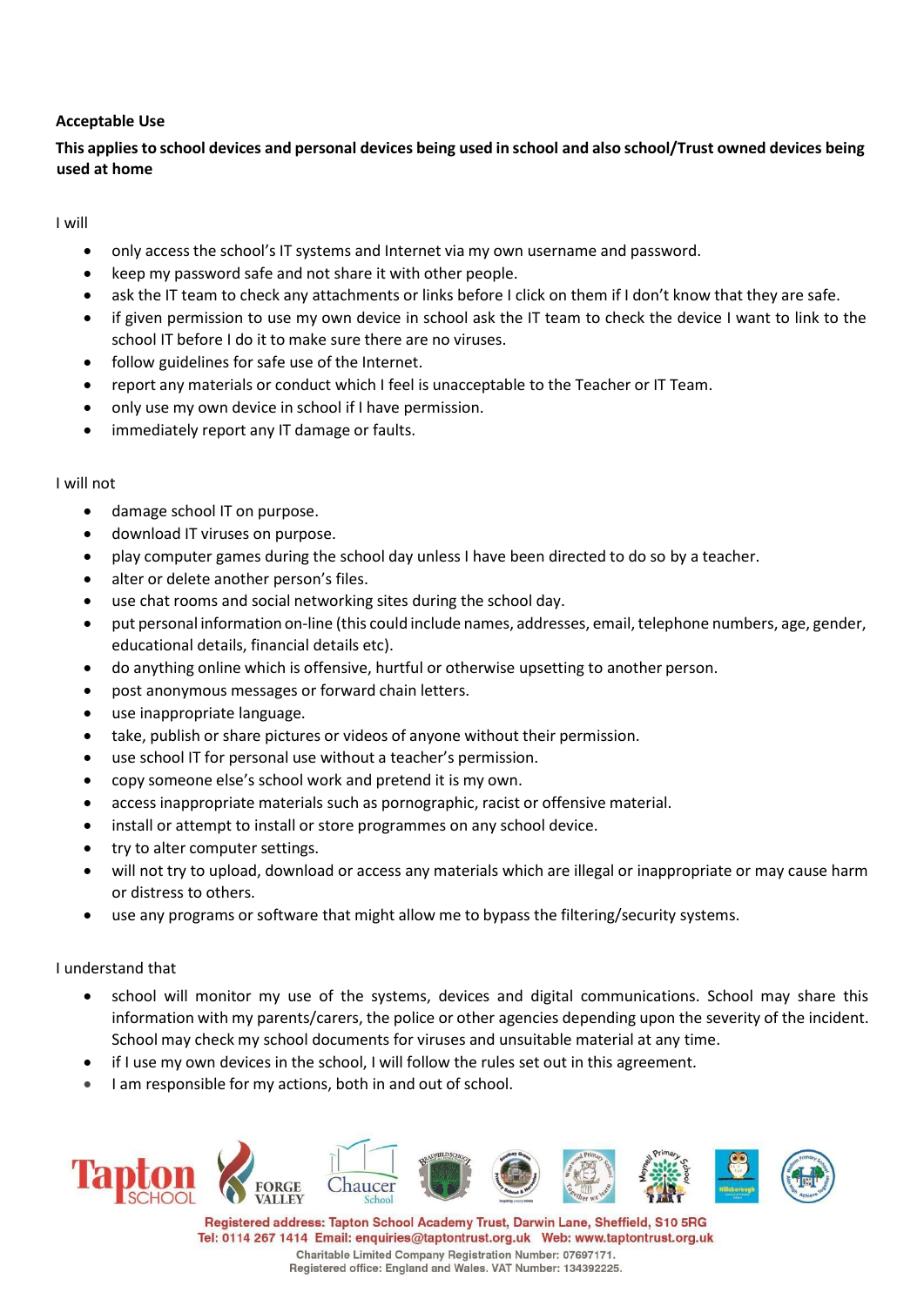**Acceptable Use**

**This applies to school devices and personal devices being used in school and also school/Trust owned devices being used at home**

I will

- only access the school's IT systems and Internet via my own username and password.
- keep my password safe and not share it with other people.
- ask the IT team to check any attachments or links before I click on them if I don't know that they are safe.
- if given permission to use my own device in school ask the IT team to check the device I want to link to the school IT before I do it to make sure there are no viruses.
- follow guidelines for safe use of the Internet.
- report any materials or conduct which I feel is unacceptable to the Teacher or IT Team.
- only use my own device in school if I have permission.
- immediately report any IT damage or faults.

I will not

- damage school IT on purpose.
- download IT viruses on purpose.
- play computer games during the school day unless I have been directed to do so by a teacher.
- alter or delete another person's files.
- use chat rooms and social networking sites during the school day.
- put personal information on-line (this could include names, addresses, email, telephone numbers, age, gender, educational details, financial details etc).
- do anything online which is offensive, hurtful or otherwise upsetting to another person.
- post anonymous messages or forward chain letters.
- use inappropriate language.
- take, publish or share pictures or videos of anyone without their permission.
- use school IT for personal use without a teacher's permission.
- copy someone else's school work and pretend it is my own.
- access inappropriate materials such as pornographic, racist or offensive material.
- install or attempt to install or store programmes on any school device.
- try to alter computer settings.
- will not try to upload, download or access any materials which are illegal or inappropriate or may cause harm or distress to others.
- use any programs or software that might allow me to bypass the filtering/security systems.

I understand that

- school will monitor my use of the systems, devices and digital communications. School may share this information with my parents/carers, the police or other agencies depending upon the severity of the incident. School may check my school documents for viruses and unsuitable material at any time.
- if I use my own devices in the school, I will follow the rules set out in this agreement.
- I am responsible for my actions, both in and out of school.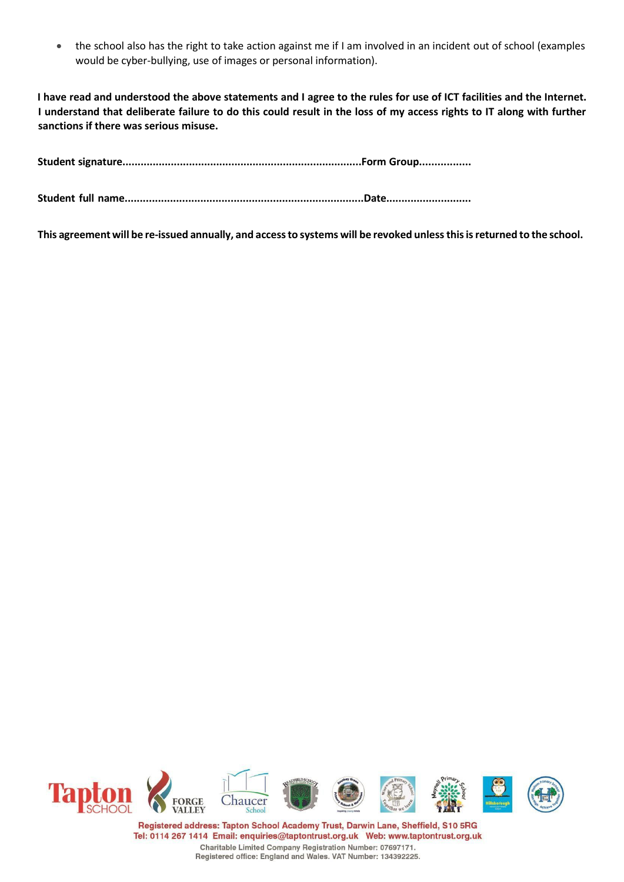- the school also has the right to take action against me if I am involved in an incident out of school (examples would be cyber-bullying, use of images or personal information).

**I have read and understood the above statements and I agree to the rules for use of ICT facilities and the Internet. I understand that deliberate failure to do this could result in the loss of my access rights to IT along with further sanctions if there was serious misuse.**

**Student signature.............................................................................Form Group.................**

**Student full name.............................................................................Date............................**

**This agreement will be re-issued annually, and access to systems will be revoked unless this is returned to the school.**

Registered address: Tapton School Academy Trust, Darwin Lane, Sheffield, S10 5RG
Tel: 0114 267 1414 Email: enquiries@taptontrust.org.uk Web: www.taptontrust.org.uk
Charitable Limited Company Registration Number: 07697171.
Registered office: England and Wales. VAT Number: 134392225.